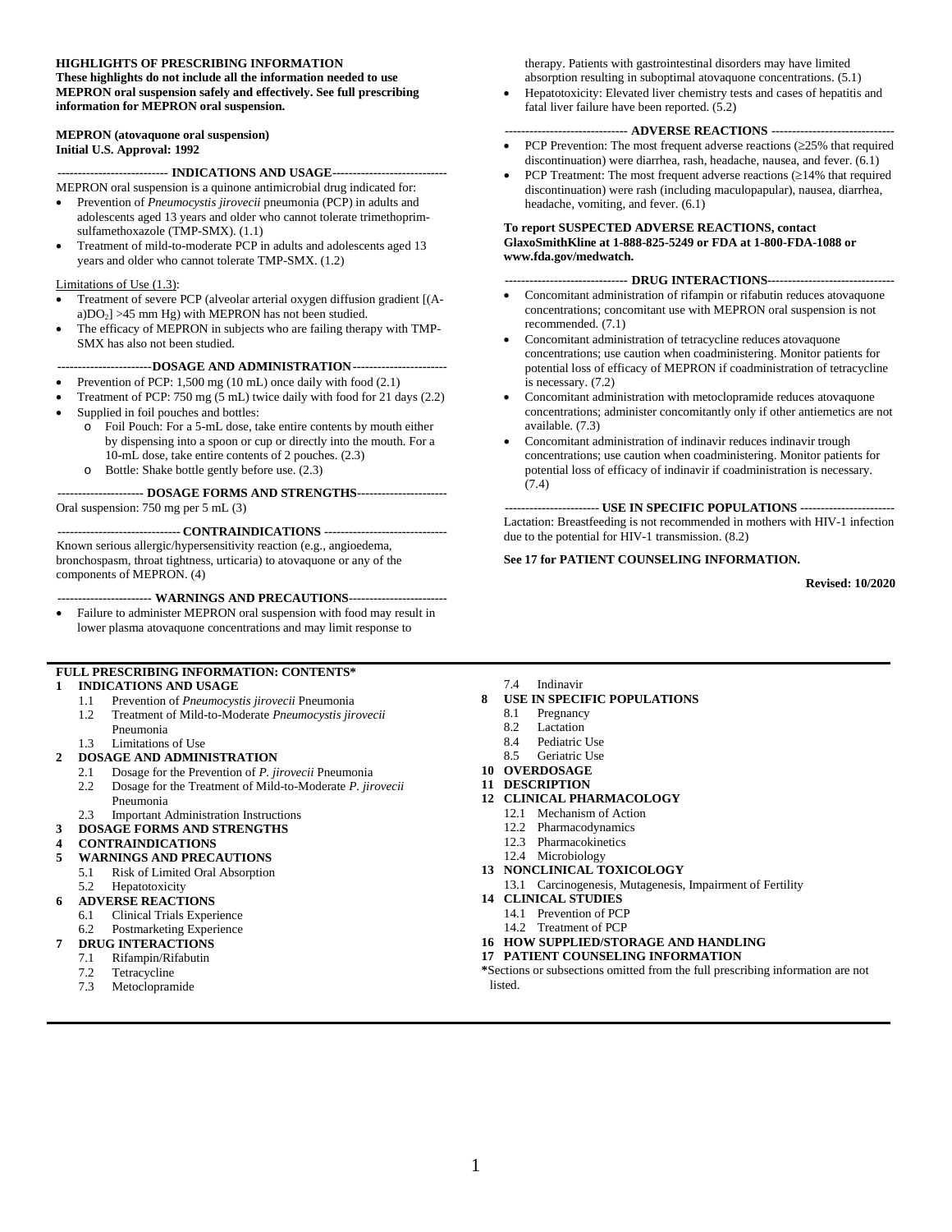**HIGHLIGHTS OF PRESCRIBING INFORMATION**
**These highlights do not include all the information needed to use MEPRON oral suspension safely and effectively. See full prescribing information for MEPRON oral suspension.**

**MEPRON (atovaquone oral suspension)**
**Initial U.S. Approval: 1992**

**INDICATIONS AND USAGE**

MEPRON oral suspension is a quinone antimicrobial drug indicated for:

- Prevention of *Pneumocystis jirovecii* pneumonia (PCP) in adults and adolescents aged 13 years and older who cannot tolerate trimethoprim-sulfamethoxazole (TMP-SMX). (1.1)
- Treatment of mild-to-moderate PCP in adults and adolescents aged 13 years and older who cannot tolerate TMP-SMX. (1.2)

Limitations of Use (1.3):

- Treatment of severe PCP (alveolar arterial oxygen diffusion gradient [(A-a)$DO_2$] >45 mm Hg) with MEPRON has not been studied.
- The efficacy of MEPRON in subjects who are failing therapy with TMP-SMX has also not been studied.

**DOSAGE AND ADMINISTRATION**

- Prevention of PCP: 1,500 mg (10 mL) once daily with food (2.1)
- Treatment of PCP: 750 mg (5 mL) twice daily with food for 21 days (2.2)
- Supplied in foil pouches and bottles:
  - Foil Pouch: For a 5-mL dose, take entire contents by mouth either by dispensing into a spoon or cup or directly into the mouth. For a 10-mL dose, take entire contents of 2 pouches. (2.3)
  - Bottle: Shake bottle gently before use. (2.3)

**DOSAGE FORMS AND STRENGTHS**

Oral suspension: 750 mg per 5 mL (3)

**CONTRAINDICATIONS**

Known serious allergic/hypersensitivity reaction (e.g., angioedema, bronchospasm, throat tightness, urticaria) to atovaquone or any of the components of MEPRON. (4)

**WARNINGS AND PRECAUTIONS**

- Failure to administer MEPRON oral suspension with food may result in lower plasma atovaquone concentrations and may limit response to therapy. Patients with gastrointestinal disorders may have limited absorption resulting in suboptimal atovaquone concentrations. (5.1)
- Hepatotoxicity: Elevated liver chemistry tests and cases of hepatitis and fatal liver failure have been reported. (5.2)

**ADVERSE REACTIONS**

- PCP Prevention: The most frequent adverse reactions (≥25% that required discontinuation) were diarrhea, rash, headache, nausea, and fever. (6.1)
- PCP Treatment: The most frequent adverse reactions (≥14% that required discontinuation) were rash (including maculopapular), nausea, diarrhea, headache, vomiting, and fever. (6.1)

**To report SUSPECTED ADVERSE REACTIONS, contact GlaxoSmithKline at 1-888-825-5249 or FDA at 1-800-FDA-1088 or www.fda.gov/medwatch.**

**DRUG INTERACTIONS**

- Concomitant administration of rifampin or rifabutin reduces atovaquone concentrations; concomitant use with MEPRON oral suspension is not recommended. (7.1)
- Concomitant administration of tetracycline reduces atovaquone concentrations; use caution when coadministering. Monitor patients for potential loss of efficacy of MEPRON if coadministration of tetracycline is necessary. (7.2)
- Concomitant administration with metoclopramide reduces atovaquone concentrations; administer concomitantly only if other antiemetics are not available. (7.3)
- Concomitant administration of indinavir reduces indinavir trough concentrations; use caution when coadministering. Monitor patients for potential loss of efficacy of indinavir if coadministration is necessary. (7.4)

**USE IN SPECIFIC POPULATIONS**

Lactation: Breastfeeding is not recommended in mothers with HIV-1 infection due to the potential for HIV-1 transmission. (8.2)

**See 17 for PATIENT COUNSELING INFORMATION.**

**Revised: 10/2020**

**FULL PRESCRIBING INFORMATION: CONTENTS***

**1 INDICATIONS AND USAGE**
- 1.1 Prevention of *Pneumocystis jirovecii* Pneumonia
- 1.2 Treatment of Mild-to-Moderate *Pneumocystis jirovecii* Pneumonia
- 1.3 Limitations of Use

**2 DOSAGE AND ADMINISTRATION**
- 2.1 Dosage for the Prevention of *P. jirovecii* Pneumonia
- 2.2 Dosage for the Treatment of Mild-to-Moderate *P. jirovecii* Pneumonia
- 2.3 Important Administration Instructions

**3 DOSAGE FORMS AND STRENGTHS**

**4 CONTRAINDICATIONS**

**5 WARNINGS AND PRECAUTIONS**
- 5.1 Risk of Limited Oral Absorption
- 5.2 Hepatotoxicity

**6 ADVERSE REACTIONS**
- 6.1 Clinical Trials Experience
- 6.2 Postmarketing Experience

**7 DRUG INTERACTIONS**
- 7.1 Rifampin/Rifabutin
- 7.2 Tetracycline
- 7.3 Metoclopramide
- 7.4 Indinavir

**8 USE IN SPECIFIC POPULATIONS**
- 8.1 Pregnancy
- 8.2 Lactation
- 8.4 Pediatric Use
- 8.5 Geriatric Use

**10 OVERDOSAGE**

**11 DESCRIPTION**

**12 CLINICAL PHARMACOLOGY**
- 12.1 Mechanism of Action
- 12.2 Pharmacodynamics
- 12.3 Pharmacokinetics
- 12.4 Microbiology

**13 NONCLINICAL TOXICOLOGY**
- 13.1 Carcinogenesis, Mutagenesis, Impairment of Fertility

**14 CLINICAL STUDIES**
- 14.1 Prevention of PCP
- 14.2 Treatment of PCP

**16 HOW SUPPLIED/STORAGE AND HANDLING**

**17 PATIENT COUNSELING INFORMATION**

*Sections or subsections omitted from the full prescribing information are not listed.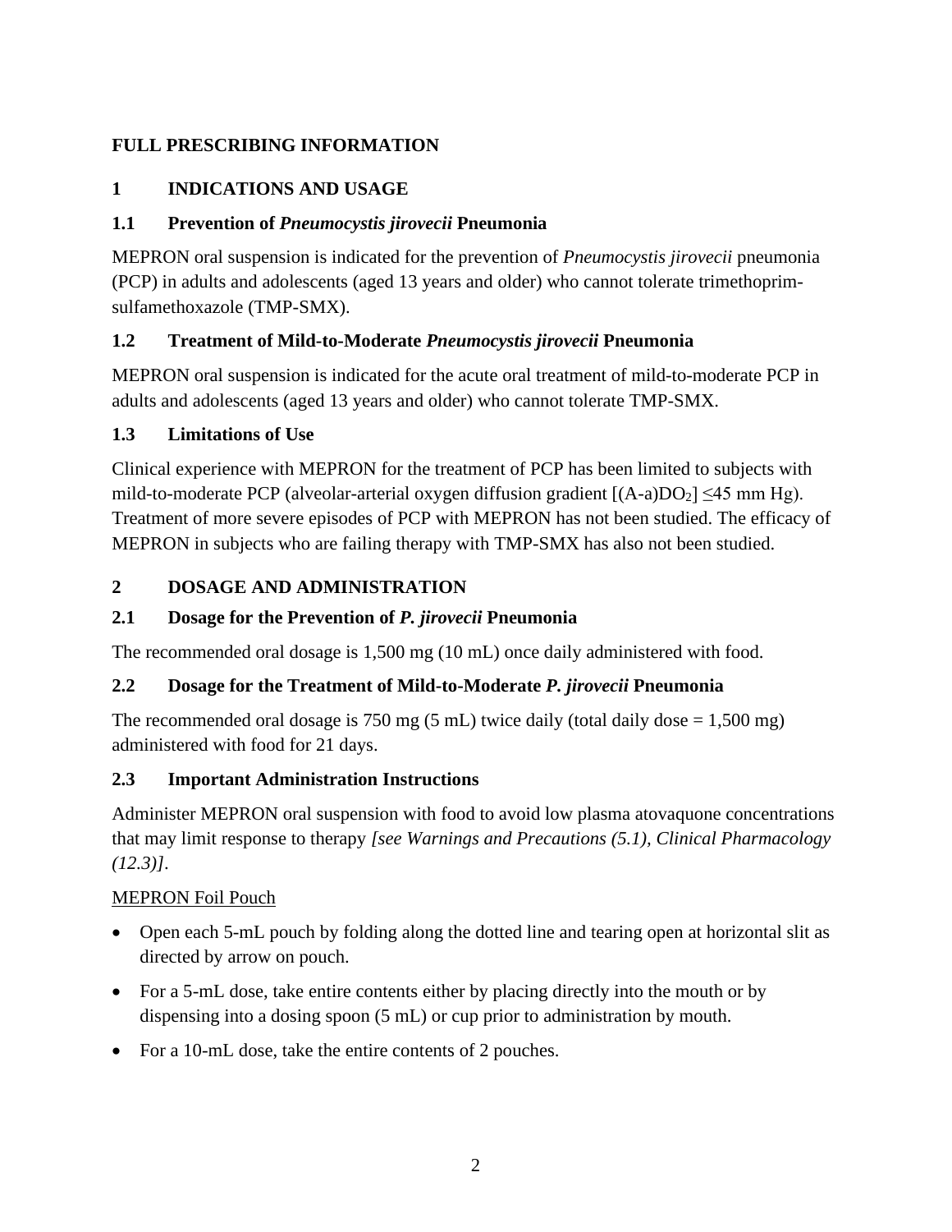# FULL PRESCRIBING INFORMATION

## 1 INDICATIONS AND USAGE

### 1.1 Prevention of *Pneumocystis jirovecii* Pneumonia

MEPRON oral suspension is indicated for the prevention of *Pneumocystis jirovecii* pneumonia (PCP) in adults and adolescents (aged 13 years and older) who cannot tolerate trimethoprim-sulfamethoxazole (TMP-SMX).

### 1.2 Treatment of Mild-to-Moderate *Pneumocystis jirovecii* Pneumonia

MEPRON oral suspension is indicated for the acute oral treatment of mild-to-moderate PCP in adults and adolescents (aged 13 years and older) who cannot tolerate TMP-SMX.

### 1.3 Limitations of Use

Clinical experience with MEPRON for the treatment of PCP has been limited to subjects with mild-to-moderate PCP (alveolar-arterial oxygen diffusion gradient [$(A\text{-}a)DO_2$] ≤45 mm Hg). Treatment of more severe episodes of PCP with MEPRON has not been studied. The efficacy of MEPRON in subjects who are failing therapy with TMP-SMX has also not been studied.

## 2 DOSAGE AND ADMINISTRATION

### 2.1 Dosage for the Prevention of *P. jirovecii* Pneumonia

The recommended oral dosage is 1,500 mg (10 mL) once daily administered with food.

### 2.2 Dosage for the Treatment of Mild-to-Moderate *P. jirovecii* Pneumonia

The recommended oral dosage is 750 mg (5 mL) twice daily (total daily dose = 1,500 mg) administered with food for 21 days.

### 2.3 Important Administration Instructions

Administer MEPRON oral suspension with food to avoid low plasma atovaquone concentrations that may limit response to therapy *[see Warnings and Precautions (5.1), Clinical Pharmacology (12.3)]*.

MEPRON Foil Pouch

- Open each 5-mL pouch by folding along the dotted line and tearing open at horizontal slit as directed by arrow on pouch.
- For a 5-mL dose, take entire contents either by placing directly into the mouth or by dispensing into a dosing spoon (5 mL) or cup prior to administration by mouth.
- For a 10-mL dose, take the entire contents of 2 pouches.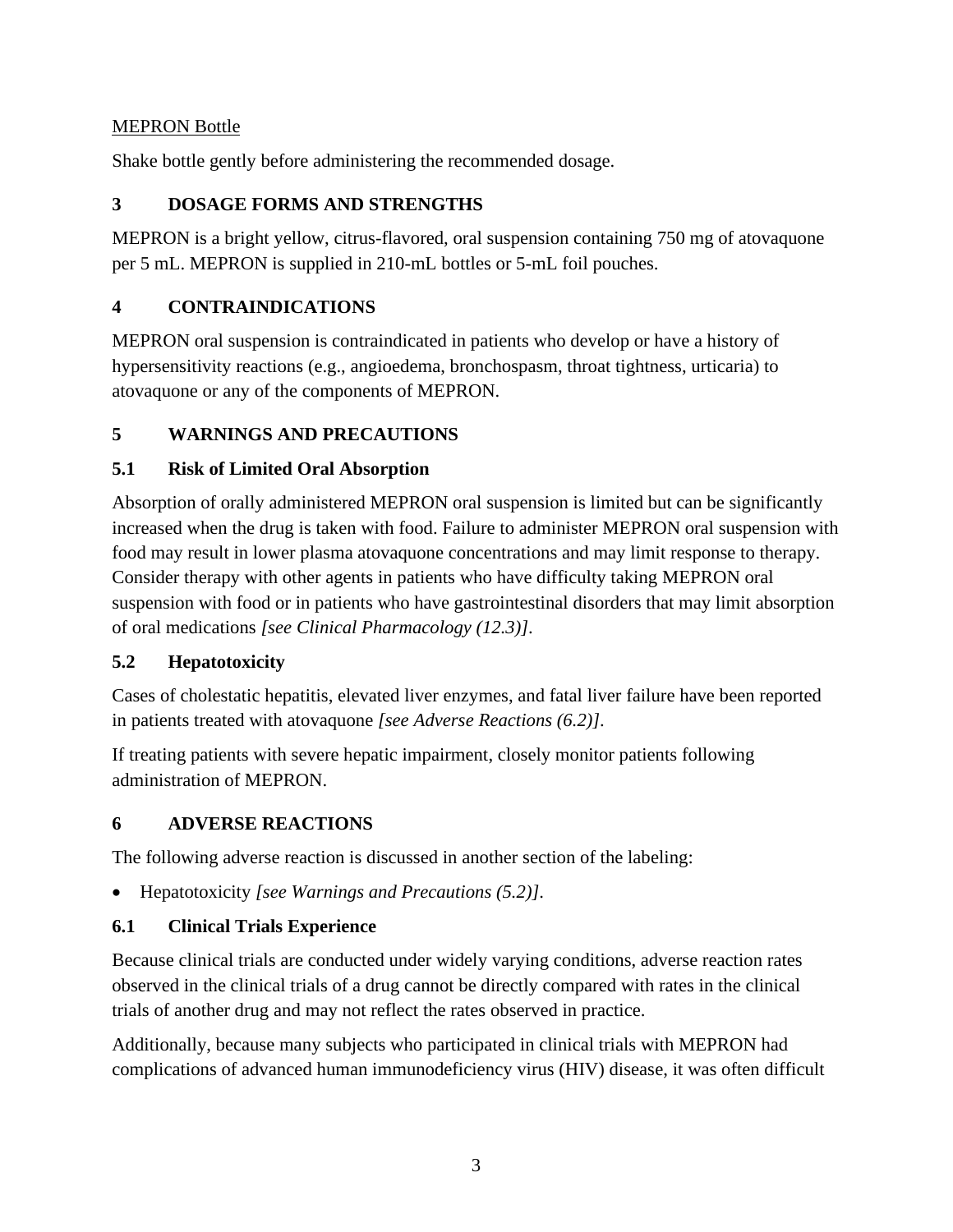MEPRON Bottle

Shake bottle gently before administering the recommended dosage.

## 3 DOSAGE FORMS AND STRENGTHS

MEPRON is a bright yellow, citrus-flavored, oral suspension containing 750 mg of atovaquone per 5 mL. MEPRON is supplied in 210-mL bottles or 5-mL foil pouches.

## 4 CONTRAINDICATIONS

MEPRON oral suspension is contraindicated in patients who develop or have a history of hypersensitivity reactions (e.g., angioedema, bronchospasm, throat tightness, urticaria) to atovaquone or any of the components of MEPRON.

## 5 WARNINGS AND PRECAUTIONS

### 5.1 Risk of Limited Oral Absorption

Absorption of orally administered MEPRON oral suspension is limited but can be significantly increased when the drug is taken with food. Failure to administer MEPRON oral suspension with food may result in lower plasma atovaquone concentrations and may limit response to therapy. Consider therapy with other agents in patients who have difficulty taking MEPRON oral suspension with food or in patients who have gastrointestinal disorders that may limit absorption of oral medications *[see Clinical Pharmacology (12.3)]*.

### 5.2 Hepatotoxicity

Cases of cholestatic hepatitis, elevated liver enzymes, and fatal liver failure have been reported in patients treated with atovaquone *[see Adverse Reactions (6.2)]*.

If treating patients with severe hepatic impairment, closely monitor patients following administration of MEPRON.

## 6 ADVERSE REACTIONS

The following adverse reaction is discussed in another section of the labeling:

- Hepatotoxicity *[see Warnings and Precautions (5.2)]*.

### 6.1 Clinical Trials Experience

Because clinical trials are conducted under widely varying conditions, adverse reaction rates observed in the clinical trials of a drug cannot be directly compared with rates in the clinical trials of another drug and may not reflect the rates observed in practice.

Additionally, because many subjects who participated in clinical trials with MEPRON had complications of advanced human immunodeficiency virus (HIV) disease, it was often difficult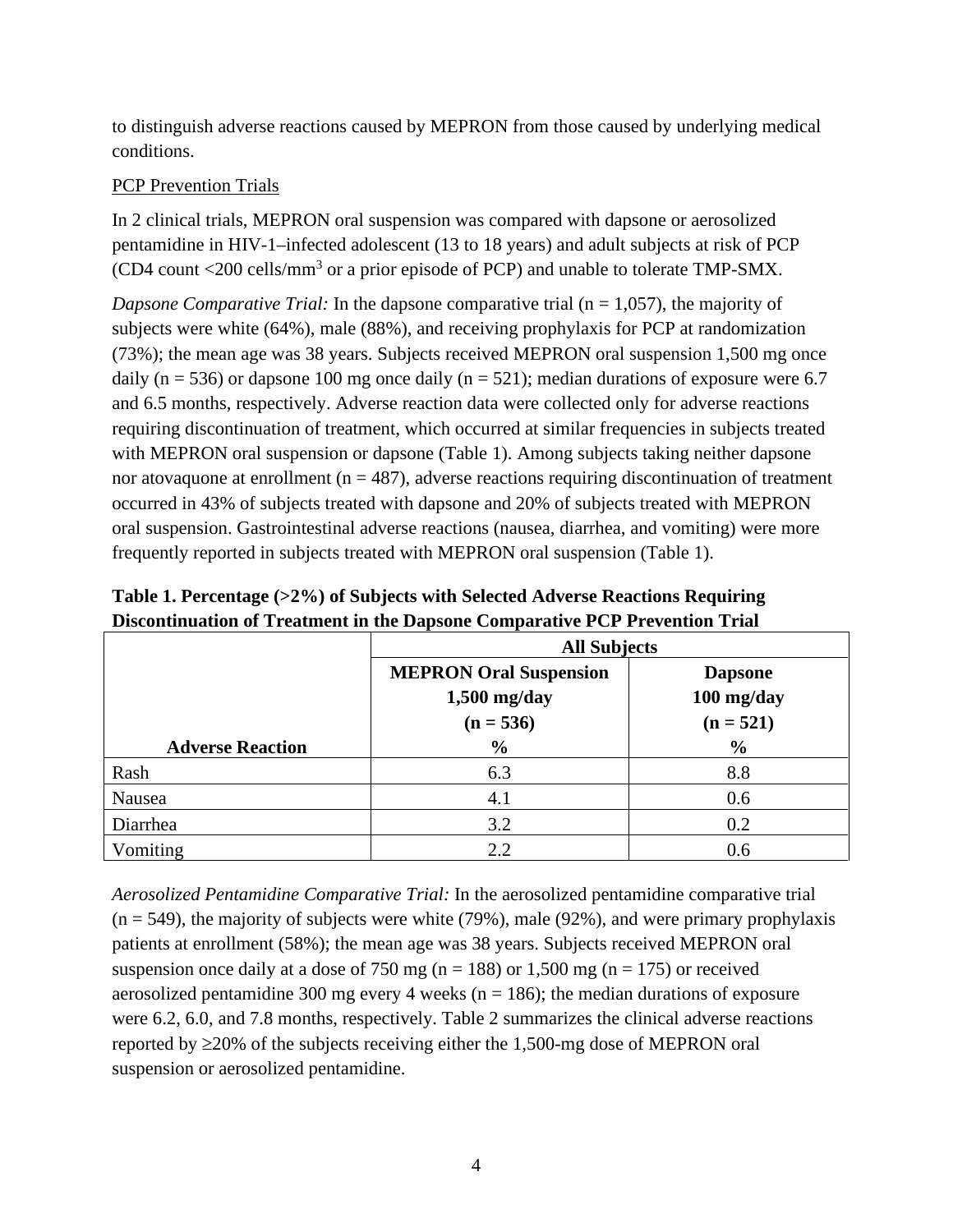to distinguish adverse reactions caused by MEPRON from those caused by underlying medical conditions.

PCP Prevention Trials

In 2 clinical trials, MEPRON oral suspension was compared with dapsone or aerosolized pentamidine in HIV-1–infected adolescent (13 to 18 years) and adult subjects at risk of PCP (CD4 count <200 cells/mm$^3$ or a prior episode of PCP) and unable to tolerate TMP-SMX.

*Dapsone Comparative Trial:* In the dapsone comparative trial (n = 1,057), the majority of subjects were white (64%), male (88%), and receiving prophylaxis for PCP at randomization (73%); the mean age was 38 years. Subjects received MEPRON oral suspension 1,500 mg once daily (n = 536) or dapsone 100 mg once daily (n = 521); median durations of exposure were 6.7 and 6.5 months, respectively. Adverse reaction data were collected only for adverse reactions requiring discontinuation of treatment, which occurred at similar frequencies in subjects treated with MEPRON oral suspension or dapsone (Table 1). Among subjects taking neither dapsone nor atovaquone at enrollment (n = 487), adverse reactions requiring discontinuation of treatment occurred in 43% of subjects treated with dapsone and 20% of subjects treated with MEPRON oral suspension. Gastrointestinal adverse reactions (nausea, diarrhea, and vomiting) were more frequently reported in subjects treated with MEPRON oral suspension (Table 1).

**Table 1. Percentage (>2%) of Subjects with Selected Adverse Reactions Requiring Discontinuation of Treatment in the Dapsone Comparative PCP Prevention Trial**

| | All Subjects | |
|---|---|---|
| **Adverse Reaction** | **MEPRON Oral Suspension 1,500 mg/day (n = 536) %** | **Dapsone 100 mg/day (n = 521) %** |
| Rash | 6.3 | 8.8 |
| Nausea | 4.1 | 0.6 |
| Diarrhea | 3.2 | 0.2 |
| Vomiting | 2.2 | 0.6 |

*Aerosolized Pentamidine Comparative Trial:* In the aerosolized pentamidine comparative trial (n = 549), the majority of subjects were white (79%), male (92%), and were primary prophylaxis patients at enrollment (58%); the mean age was 38 years. Subjects received MEPRON oral suspension once daily at a dose of 750 mg (n = 188) or 1,500 mg (n = 175) or received aerosolized pentamidine 300 mg every 4 weeks (n = 186); the median durations of exposure were 6.2, 6.0, and 7.8 months, respectively. Table 2 summarizes the clinical adverse reactions reported by ≥20% of the subjects receiving either the 1,500-mg dose of MEPRON oral suspension or aerosolized pentamidine.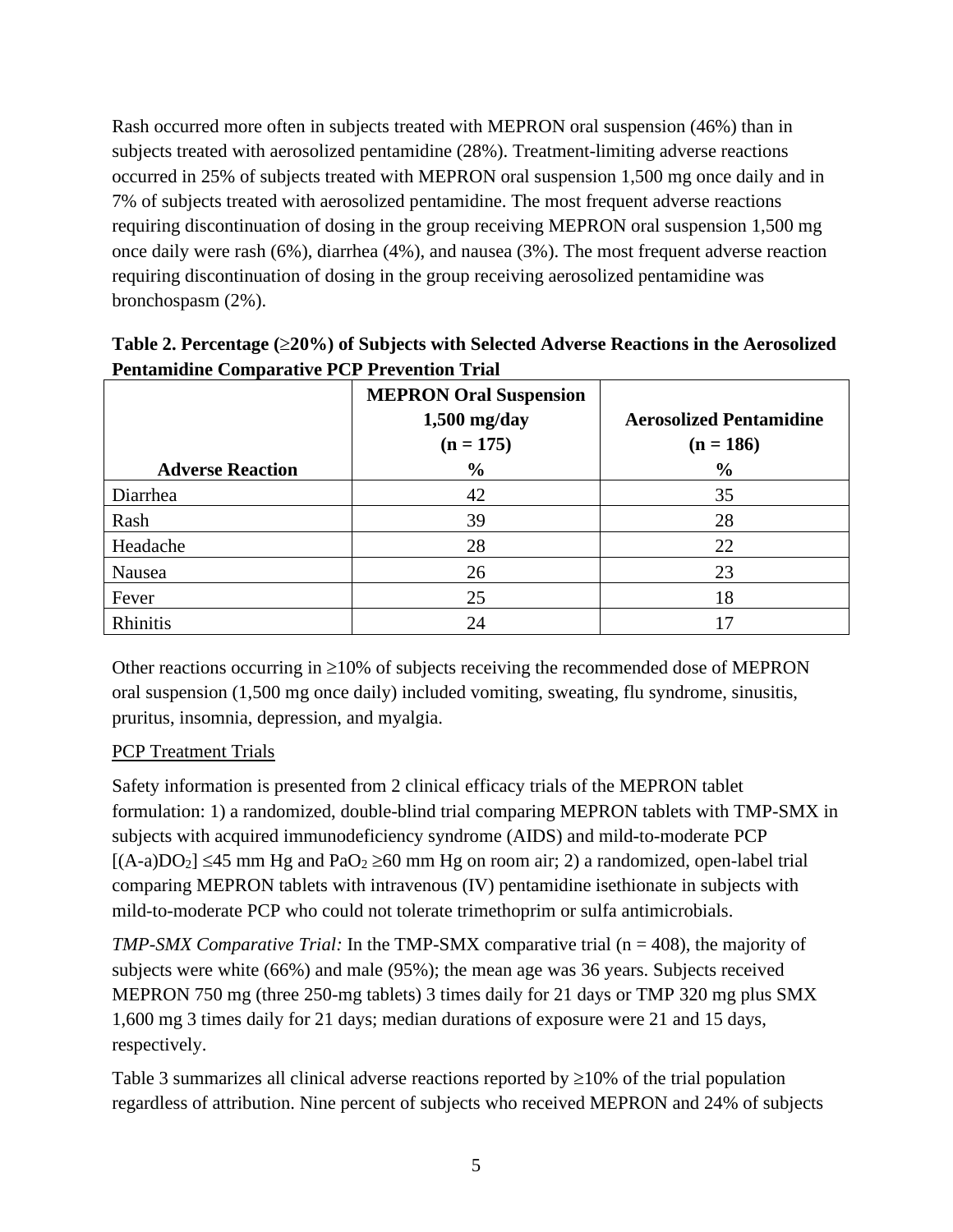Rash occurred more often in subjects treated with MEPRON oral suspension (46%) than in subjects treated with aerosolized pentamidine (28%). Treatment-limiting adverse reactions occurred in 25% of subjects treated with MEPRON oral suspension 1,500 mg once daily and in 7% of subjects treated with aerosolized pentamidine. The most frequent adverse reactions requiring discontinuation of dosing in the group receiving MEPRON oral suspension 1,500 mg once daily were rash (6%), diarrhea (4%), and nausea (3%). The most frequent adverse reaction requiring discontinuation of dosing in the group receiving aerosolized pentamidine was bronchospasm (2%).

**Table 2. Percentage (≥20%) of Subjects with Selected Adverse Reactions in the Aerosolized Pentamidine Comparative PCP Prevention Trial**

| Adverse Reaction | MEPRON Oral Suspension 1,500 mg/day (n = 175) % | Aerosolized Pentamidine (n = 186) % |
|---|---|---|
| Diarrhea | 42 | 35 |
| Rash | 39 | 28 |
| Headache | 28 | 22 |
| Nausea | 26 | 23 |
| Fever | 25 | 18 |
| Rhinitis | 24 | 17 |

Other reactions occurring in ≥10% of subjects receiving the recommended dose of MEPRON oral suspension (1,500 mg once daily) included vomiting, sweating, flu syndrome, sinusitis, pruritus, insomnia, depression, and myalgia.

PCP Treatment Trials

Safety information is presented from 2 clinical efficacy trials of the MEPRON tablet formulation: 1) a randomized, double-blind trial comparing MEPRON tablets with TMP-SMX in subjects with acquired immunodeficiency syndrome (AIDS) and mild-to-moderate PCP [(A-a)$DO_2$] ≤45 mm Hg and $PaO_2$ ≥60 mm Hg on room air; 2) a randomized, open-label trial comparing MEPRON tablets with intravenous (IV) pentamidine isethionate in subjects with mild-to-moderate PCP who could not tolerate trimethoprim or sulfa antimicrobials.

*TMP-SMX Comparative Trial:* In the TMP-SMX comparative trial (n = 408), the majority of subjects were white (66%) and male (95%); the mean age was 36 years. Subjects received MEPRON 750 mg (three 250-mg tablets) 3 times daily for 21 days or TMP 320 mg plus SMX 1,600 mg 3 times daily for 21 days; median durations of exposure were 21 and 15 days, respectively.

Table 3 summarizes all clinical adverse reactions reported by ≥10% of the trial population regardless of attribution. Nine percent of subjects who received MEPRON and 24% of subjects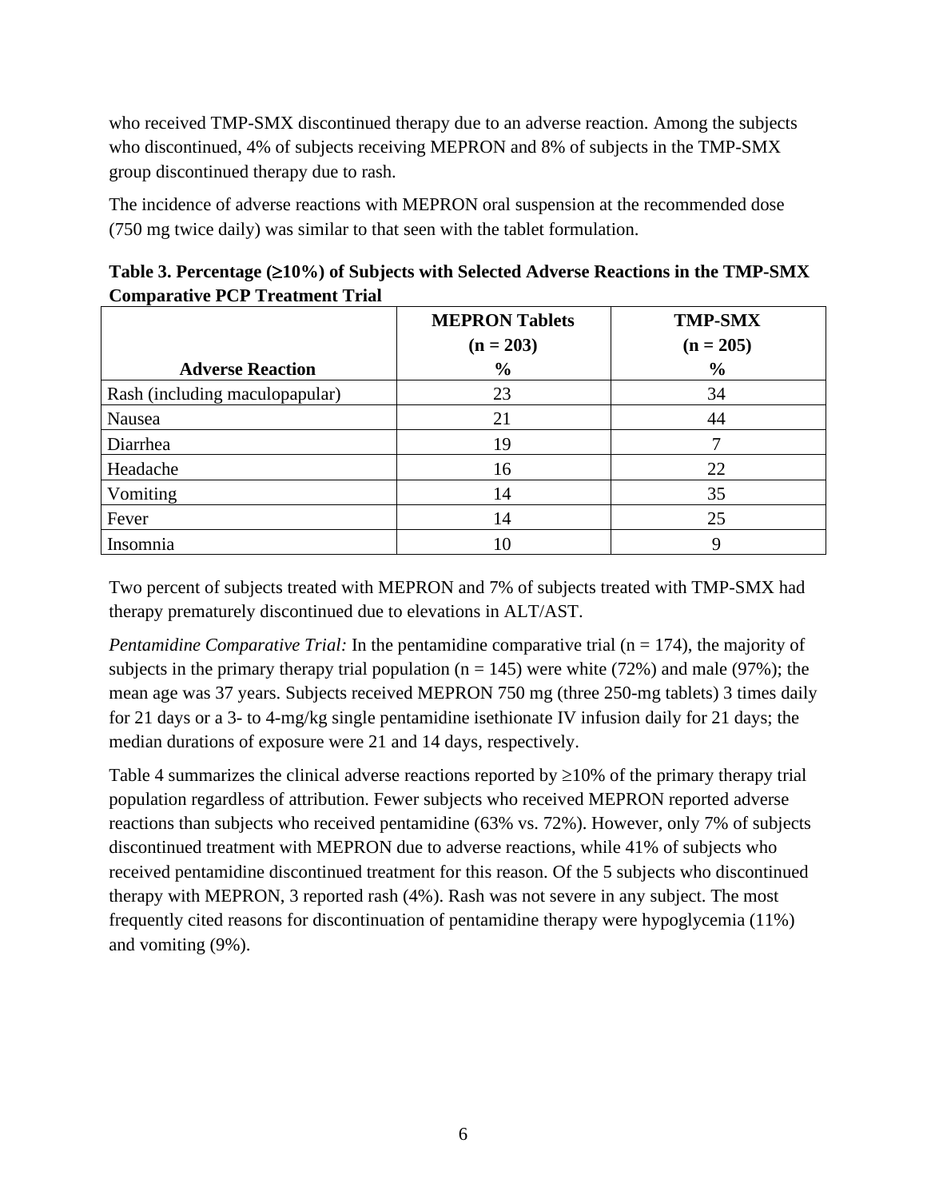who received TMP-SMX discontinued therapy due to an adverse reaction. Among the subjects who discontinued, 4% of subjects receiving MEPRON and 8% of subjects in the TMP-SMX group discontinued therapy due to rash.

The incidence of adverse reactions with MEPRON oral suspension at the recommended dose (750 mg twice daily) was similar to that seen with the tablet formulation.

**Table 3. Percentage (≥10%) of Subjects with Selected Adverse Reactions in the TMP-SMX Comparative PCP Treatment Trial**

| Adverse Reaction | MEPRON Tablets (n = 203) % | TMP-SMX (n = 205) % |
|---|---|---|
| Rash (including maculopapular) | 23 | 34 |
| Nausea | 21 | 44 |
| Diarrhea | 19 | 7 |
| Headache | 16 | 22 |
| Vomiting | 14 | 35 |
| Fever | 14 | 25 |
| Insomnia | 10 | 9 |

Two percent of subjects treated with MEPRON and 7% of subjects treated with TMP-SMX had therapy prematurely discontinued due to elevations in ALT/AST.

*Pentamidine Comparative Trial:* In the pentamidine comparative trial (n = 174), the majority of subjects in the primary therapy trial population (n = 145) were white (72%) and male (97%); the mean age was 37 years. Subjects received MEPRON 750 mg (three 250-mg tablets) 3 times daily for 21 days or a 3- to 4-mg/kg single pentamidine isethionate IV infusion daily for 21 days; the median durations of exposure were 21 and 14 days, respectively.

Table 4 summarizes the clinical adverse reactions reported by ≥10% of the primary therapy trial population regardless of attribution. Fewer subjects who received MEPRON reported adverse reactions than subjects who received pentamidine (63% vs. 72%). However, only 7% of subjects discontinued treatment with MEPRON due to adverse reactions, while 41% of subjects who received pentamidine discontinued treatment for this reason. Of the 5 subjects who discontinued therapy with MEPRON, 3 reported rash (4%). Rash was not severe in any subject. The most frequently cited reasons for discontinuation of pentamidine therapy were hypoglycemia (11%) and vomiting (9%).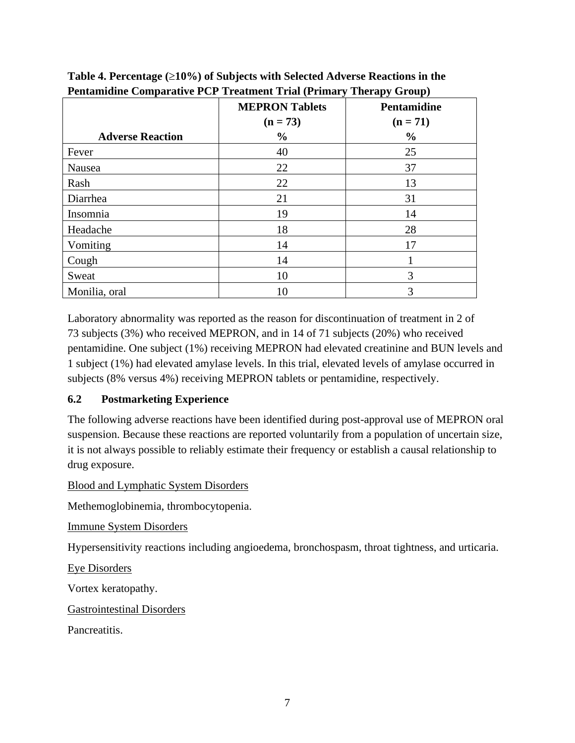**Table 4. Percentage (≥10%) of Subjects with Selected Adverse Reactions in the Pentamidine Comparative PCP Treatment Trial (Primary Therapy Group)**

| Adverse Reaction | MEPRON Tablets (n = 73) % | Pentamidine (n = 71) % |
|---|---|---|
| Fever | 40 | 25 |
| Nausea | 22 | 37 |
| Rash | 22 | 13 |
| Diarrhea | 21 | 31 |
| Insomnia | 19 | 14 |
| Headache | 18 | 28 |
| Vomiting | 14 | 17 |
| Cough | 14 | 1 |
| Sweat | 10 | 3 |
| Monilia, oral | 10 | 3 |

Laboratory abnormality was reported as the reason for discontinuation of treatment in 2 of 73 subjects (3%) who received MEPRON, and in 14 of 71 subjects (20%) who received pentamidine. One subject (1%) receiving MEPRON had elevated creatinine and BUN levels and 1 subject (1%) had elevated amylase levels. In this trial, elevated levels of amylase occurred in subjects (8% versus 4%) receiving MEPRON tablets or pentamidine, respectively.

### 6.2 Postmarketing Experience

The following adverse reactions have been identified during post-approval use of MEPRON oral suspension. Because these reactions are reported voluntarily from a population of uncertain size, it is not always possible to reliably estimate their frequency or establish a causal relationship to drug exposure.

Blood and Lymphatic System Disorders

Methemoglobinemia, thrombocytopenia.

Immune System Disorders

Hypersensitivity reactions including angioedema, bronchospasm, throat tightness, and urticaria.

Eye Disorders

Vortex keratopathy.

Gastrointestinal Disorders

Pancreatitis.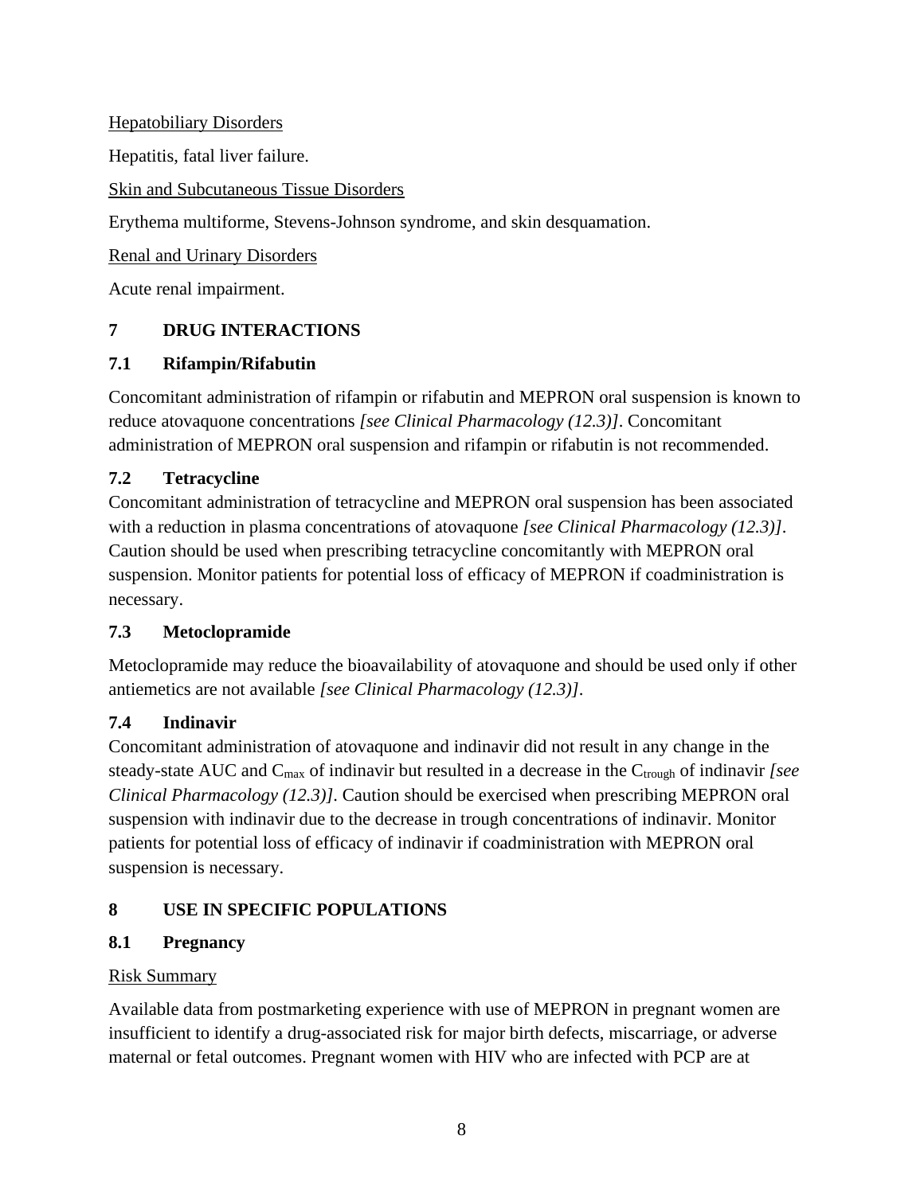Hepatobiliary Disorders

Hepatitis, fatal liver failure.

Skin and Subcutaneous Tissue Disorders

Erythema multiforme, Stevens-Johnson syndrome, and skin desquamation.

Renal and Urinary Disorders

Acute renal impairment.

## 7 DRUG INTERACTIONS

### 7.1 Rifampin/Rifabutin

Concomitant administration of rifampin or rifabutin and MEPRON oral suspension is known to reduce atovaquone concentrations *[see Clinical Pharmacology (12.3)]*. Concomitant administration of MEPRON oral suspension and rifampin or rifabutin is not recommended.

### 7.2 Tetracycline

Concomitant administration of tetracycline and MEPRON oral suspension has been associated with a reduction in plasma concentrations of atovaquone *[see Clinical Pharmacology (12.3)]*. Caution should be used when prescribing tetracycline concomitantly with MEPRON oral suspension. Monitor patients for potential loss of efficacy of MEPRON if coadministration is necessary.

### 7.3 Metoclopramide

Metoclopramide may reduce the bioavailability of atovaquone and should be used only if other antiemetics are not available *[see Clinical Pharmacology (12.3)]*.

### 7.4 Indinavir

Concomitant administration of atovaquone and indinavir did not result in any change in the steady-state AUC and $C_{max}$ of indinavir but resulted in a decrease in the $C_{trough}$ of indinavir *[see Clinical Pharmacology (12.3)]*. Caution should be exercised when prescribing MEPRON oral suspension with indinavir due to the decrease in trough concentrations of indinavir. Monitor patients for potential loss of efficacy of indinavir if coadministration with MEPRON oral suspension is necessary.

## 8 USE IN SPECIFIC POPULATIONS

### 8.1 Pregnancy

Risk Summary

Available data from postmarketing experience with use of MEPRON in pregnant women are insufficient to identify a drug-associated risk for major birth defects, miscarriage, or adverse maternal or fetal outcomes. Pregnant women with HIV who are infected with PCP are at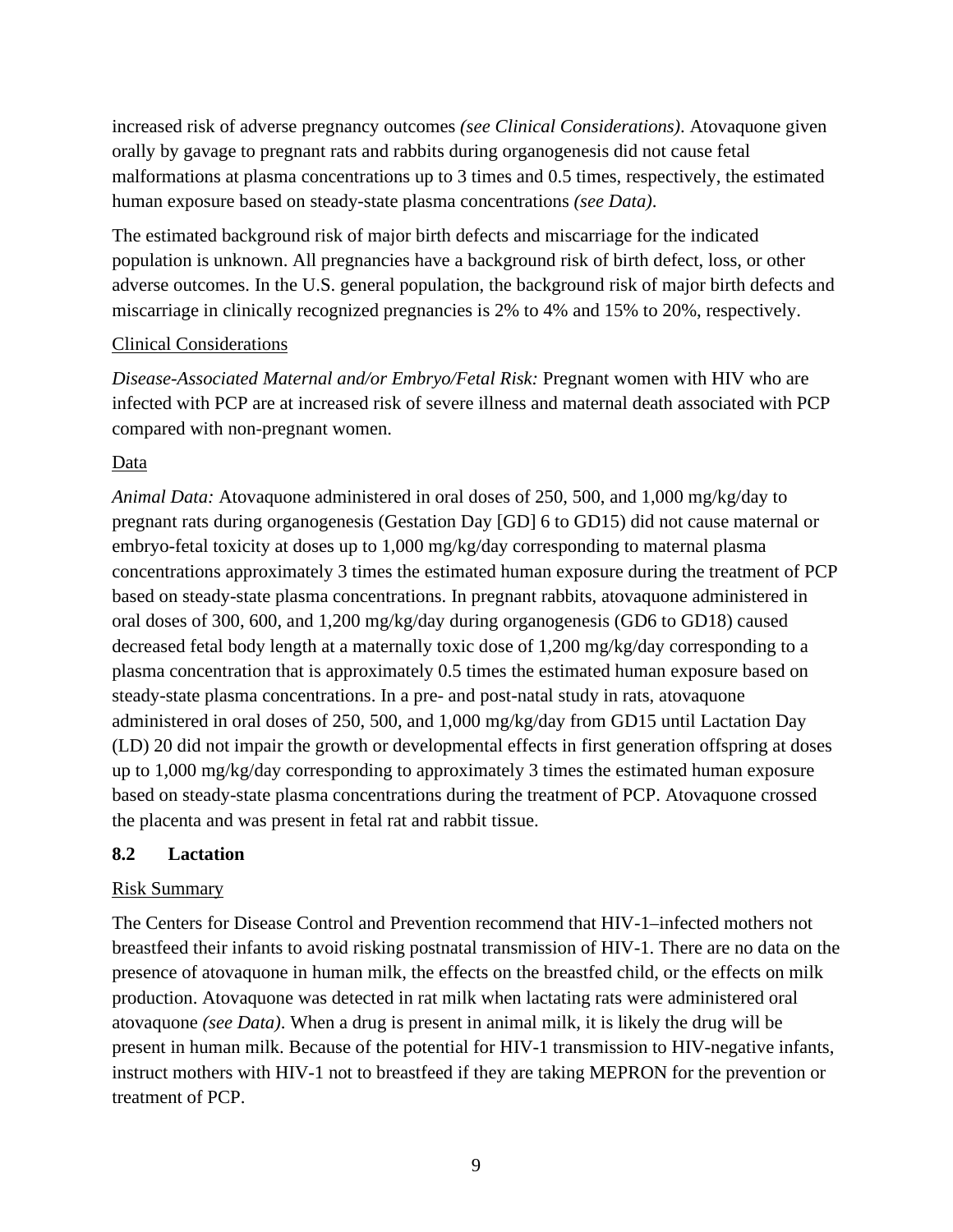increased risk of adverse pregnancy outcomes *(see Clinical Considerations)*. Atovaquone given orally by gavage to pregnant rats and rabbits during organogenesis did not cause fetal malformations at plasma concentrations up to 3 times and 0.5 times, respectively, the estimated human exposure based on steady-state plasma concentrations *(see Data)*.

The estimated background risk of major birth defects and miscarriage for the indicated population is unknown. All pregnancies have a background risk of birth defect, loss, or other adverse outcomes. In the U.S. general population, the background risk of major birth defects and miscarriage in clinically recognized pregnancies is 2% to 4% and 15% to 20%, respectively.

<u>Clinical Considerations</u>

*Disease-Associated Maternal and/or Embryo/Fetal Risk:* Pregnant women with HIV who are infected with PCP are at increased risk of severe illness and maternal death associated with PCP compared with non-pregnant women.

<u>Data</u>

*Animal Data:* Atovaquone administered in oral doses of 250, 500, and 1,000 mg/kg/day to pregnant rats during organogenesis (Gestation Day [GD] 6 to GD15) did not cause maternal or embryo-fetal toxicity at doses up to 1,000 mg/kg/day corresponding to maternal plasma concentrations approximately 3 times the estimated human exposure during the treatment of PCP based on steady-state plasma concentrations. In pregnant rabbits, atovaquone administered in oral doses of 300, 600, and 1,200 mg/kg/day during organogenesis (GD6 to GD18) caused decreased fetal body length at a maternally toxic dose of 1,200 mg/kg/day corresponding to a plasma concentration that is approximately 0.5 times the estimated human exposure based on steady-state plasma concentrations. In a pre- and post-natal study in rats, atovaquone administered in oral doses of 250, 500, and 1,000 mg/kg/day from GD15 until Lactation Day (LD) 20 did not impair the growth or developmental effects in first generation offspring at doses up to 1,000 mg/kg/day corresponding to approximately 3 times the estimated human exposure based on steady-state plasma concentrations during the treatment of PCP. Atovaquone crossed the placenta and was present in fetal rat and rabbit tissue.

### 8.2 Lactation

<u>Risk Summary</u>

The Centers for Disease Control and Prevention recommend that HIV-1–infected mothers not breastfeed their infants to avoid risking postnatal transmission of HIV-1. There are no data on the presence of atovaquone in human milk, the effects on the breastfed child, or the effects on milk production. Atovaquone was detected in rat milk when lactating rats were administered oral atovaquone *(see Data)*. When a drug is present in animal milk, it is likely the drug will be present in human milk. Because of the potential for HIV-1 transmission to HIV-negative infants, instruct mothers with HIV-1 not to breastfeed if they are taking MEPRON for the prevention or treatment of PCP.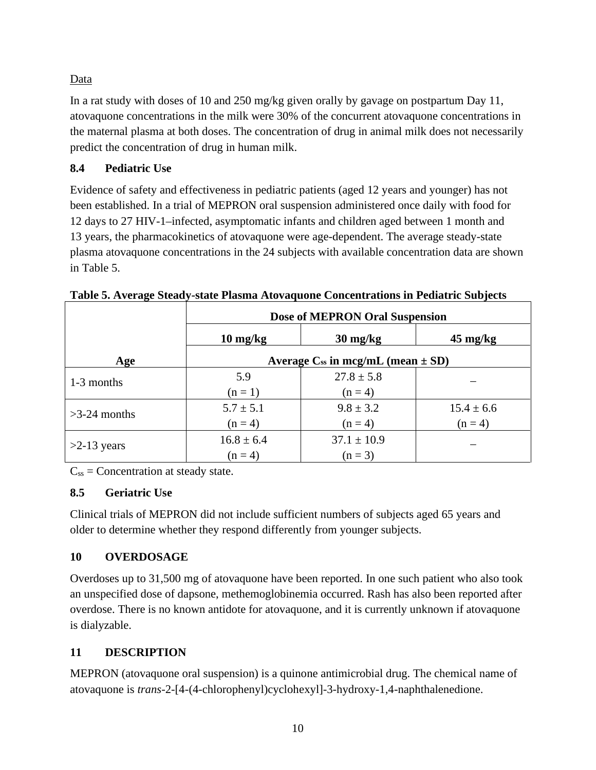Data

In a rat study with doses of 10 and 250 mg/kg given orally by gavage on postpartum Day 11, atovaquone concentrations in the milk were 30% of the concurrent atovaquone concentrations in the maternal plasma at both doses. The concentration of drug in animal milk does not necessarily predict the concentration of drug in human milk.

### 8.4 Pediatric Use

Evidence of safety and effectiveness in pediatric patients (aged 12 years and younger) has not been established. In a trial of MEPRON oral suspension administered once daily with food for 12 days to 27 HIV-1–infected, asymptomatic infants and children aged between 1 month and 13 years, the pharmacokinetics of atovaquone were age-dependent. The average steady-state plasma atovaquone concentrations in the 24 subjects with available concentration data are shown in Table 5.

**Table 5. Average Steady-state Plasma Atovaquone Concentrations in Pediatric Subjects**

| Age | Dose of MEPRON Oral Suspension | | |
|---|---|---|---|
| | 10 mg/kg | 30 mg/kg | 45 mg/kg |
| | Average $C_{ss}$ in mcg/mL (mean ± SD) | | |
| 1-3 months | 5.9 (n = 1) | 27.8 ± 5.8 (n = 4) | – |
| >3-24 months | 5.7 ± 5.1 (n = 4) | 9.8 ± 3.2 (n = 4) | 15.4 ± 6.6 (n = 4) |
| >2-13 years | 16.8 ± 6.4 (n = 4) | 37.1 ± 10.9 (n = 3) | – |

$C_{ss}$ = Concentration at steady state.

### 8.5 Geriatric Use

Clinical trials of MEPRON did not include sufficient numbers of subjects aged 65 years and older to determine whether they respond differently from younger subjects.

## 10 OVERDOSAGE

Overdoses up to 31,500 mg of atovaquone have been reported. In one such patient who also took an unspecified dose of dapsone, methemoglobinemia occurred. Rash has also been reported after overdose. There is no known antidote for atovaquone, and it is currently unknown if atovaquone is dialyzable.

## 11 DESCRIPTION

MEPRON (atovaquone oral suspension) is a quinone antimicrobial drug. The chemical name of atovaquone is *trans*-2-[4-(4-chlorophenyl)cyclohexyl]-3-hydroxy-1,4-naphthalenedione.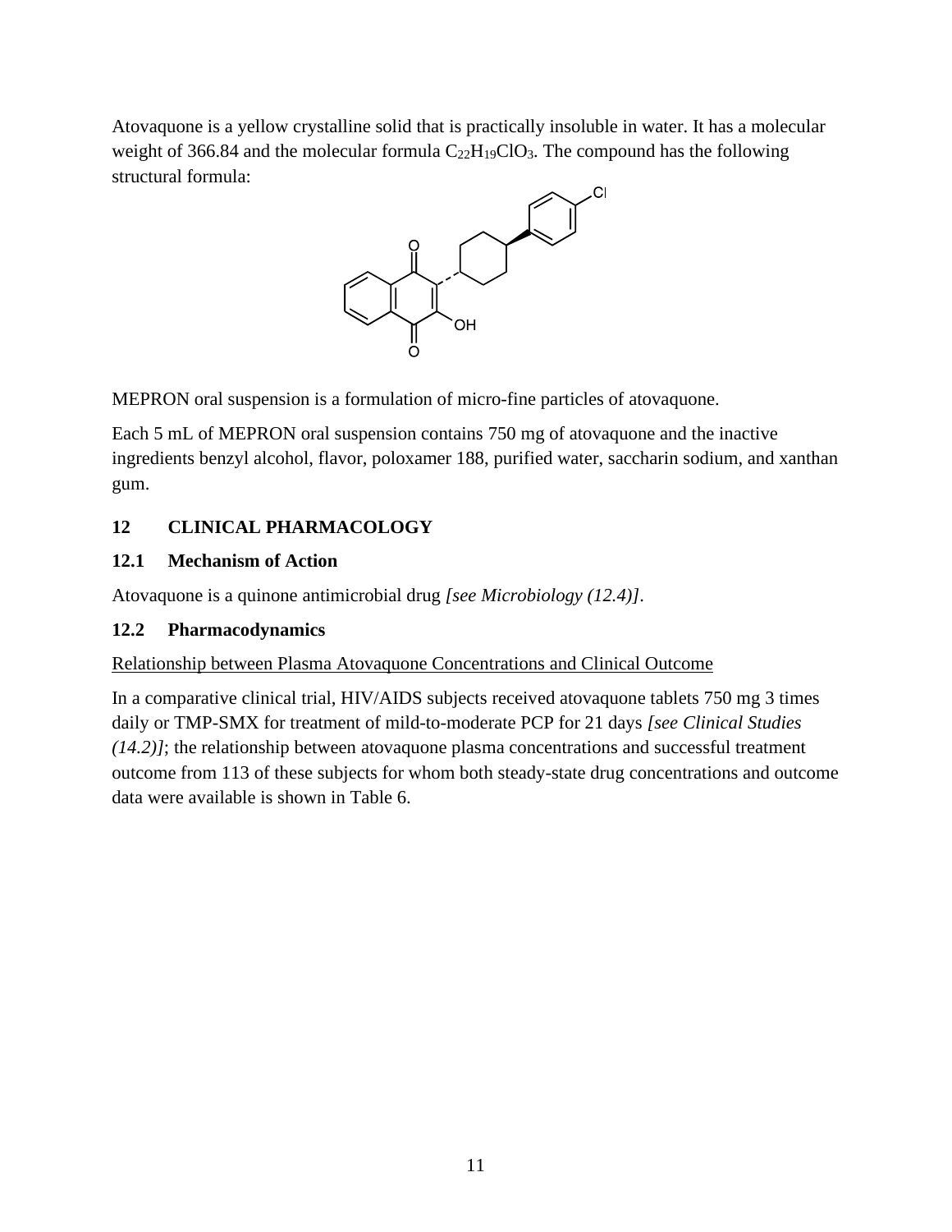Atovaquone is a yellow crystalline solid that is practically insoluble in water. It has a molecular weight of 366.84 and the molecular formula $C_{22}H_{19}ClO_3$. The compound has the following structural formula:

MEPRON oral suspension is a formulation of micro-fine particles of atovaquone.

Each 5 mL of MEPRON oral suspension contains 750 mg of atovaquone and the inactive ingredients benzyl alcohol, flavor, poloxamer 188, purified water, saccharin sodium, and xanthan gum.

## 12 CLINICAL PHARMACOLOGY

### 12.1 Mechanism of Action

Atovaquone is a quinone antimicrobial drug *[see Microbiology (12.4)]*.

### 12.2 Pharmacodynamics

Relationship between Plasma Atovaquone Concentrations and Clinical Outcome

In a comparative clinical trial, HIV/AIDS subjects received atovaquone tablets 750 mg 3 times daily or TMP-SMX for treatment of mild-to-moderate PCP for 21 days *[see Clinical Studies (14.2)]*; the relationship between atovaquone plasma concentrations and successful treatment outcome from 113 of these subjects for whom both steady-state drug concentrations and outcome data were available is shown in Table 6.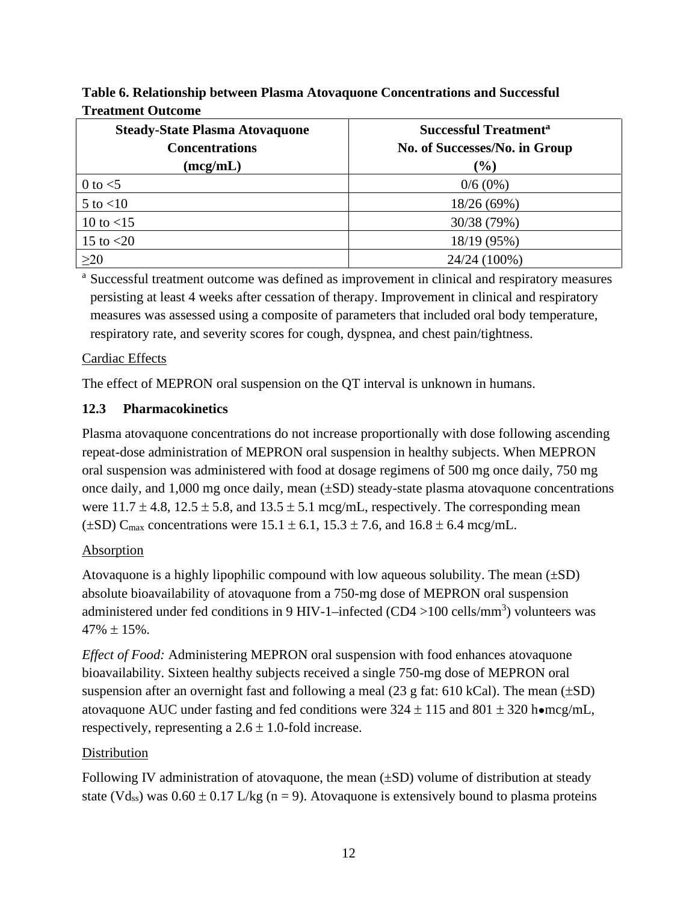**Table 6. Relationship between Plasma Atovaquone Concentrations and Successful Treatment Outcome**

| Steady-State Plasma Atovaquone Concentrations (mcg/mL) | Successful Treatment[a] No. of Successes/No. in Group (%) |
|---|---|
| 0 to <5 | 0/6 (0%) |
| 5 to <10 | 18/26 (69%) |
| 10 to <15 | 30/38 (79%) |
| 15 to <20 | 18/19 (95%) |
| ≥20 | 24/24 (100%) |

[a] Successful treatment outcome was defined as improvement in clinical and respiratory measures persisting at least 4 weeks after cessation of therapy. Improvement in clinical and respiratory measures was assessed using a composite of parameters that included oral body temperature, respiratory rate, and severity scores for cough, dyspnea, and chest pain/tightness.

Cardiac Effects

The effect of MEPRON oral suspension on the QT interval is unknown in humans.

### 12.3 Pharmacokinetics

Plasma atovaquone concentrations do not increase proportionally with dose following ascending repeat-dose administration of MEPRON oral suspension in healthy subjects. When MEPRON oral suspension was administered with food at dosage regimens of 500 mg once daily, 750 mg once daily, and 1,000 mg once daily, mean (±SD) steady-state plasma atovaquone concentrations were 11.7 ± 4.8, 12.5 ± 5.8, and 13.5 ± 5.1 mcg/mL, respectively. The corresponding mean (±SD) $C_{max}$ concentrations were 15.1 ± 6.1, 15.3 ± 7.6, and 16.8 ± 6.4 mcg/mL.

Absorption

Atovaquone is a highly lipophilic compound with low aqueous solubility. The mean (±SD) absolute bioavailability of atovaquone from a 750-mg dose of MEPRON oral suspension administered under fed conditions in 9 HIV-1–infected (CD4 >100 cells/$mm^3$) volunteers was 47% ± 15%.

*Effect of Food:* Administering MEPRON oral suspension with food enhances atovaquone bioavailability. Sixteen healthy subjects received a single 750-mg dose of MEPRON oral suspension after an overnight fast and following a meal (23 g fat: 610 kCal). The mean (±SD) atovaquone AUC under fasting and fed conditions were 324 ± 115 and 801 ± 320 h•mcg/mL, respectively, representing a 2.6 ± 1.0-fold increase.

Distribution

Following IV administration of atovaquone, the mean (±SD) volume of distribution at steady state ($Vd_{ss}$) was 0.60 ± 0.17 L/kg (n = 9). Atovaquone is extensively bound to plasma proteins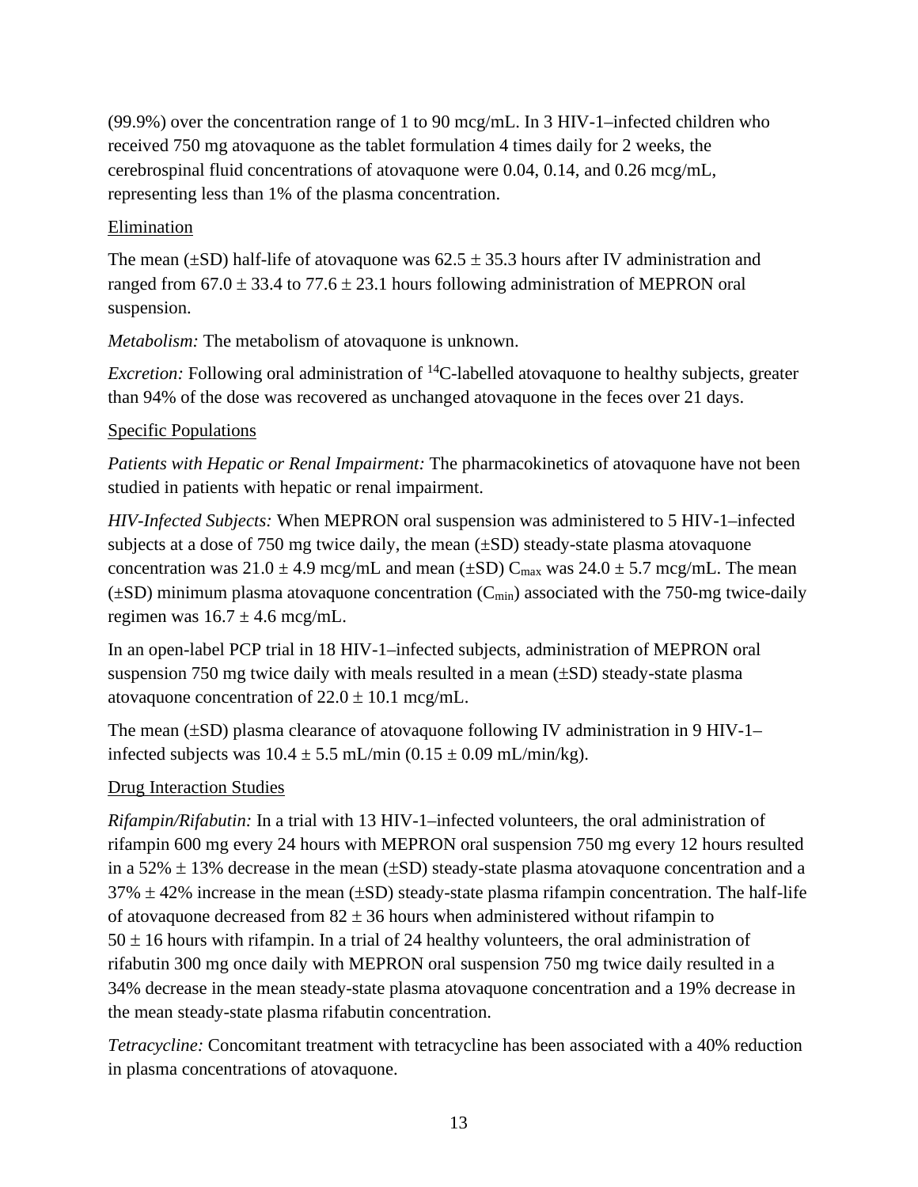(99.9%) over the concentration range of 1 to 90 mcg/mL. In 3 HIV-1–infected children who received 750 mg atovaquone as the tablet formulation 4 times daily for 2 weeks, the cerebrospinal fluid concentrations of atovaquone were 0.04, 0.14, and 0.26 mcg/mL, representing less than 1% of the plasma concentration.

<u>Elimination</u>

The mean (±SD) half-life of atovaquone was 62.5 ± 35.3 hours after IV administration and ranged from 67.0 ± 33.4 to 77.6 ± 23.1 hours following administration of MEPRON oral suspension.

*Metabolism:* The metabolism of atovaquone is unknown.

*Excretion:* Following oral administration of $^{14}$C-labelled atovaquone to healthy subjects, greater than 94% of the dose was recovered as unchanged atovaquone in the feces over 21 days.

<u>Specific Populations</u>

*Patients with Hepatic or Renal Impairment:* The pharmacokinetics of atovaquone have not been studied in patients with hepatic or renal impairment.

*HIV-Infected Subjects:* When MEPRON oral suspension was administered to 5 HIV-1–infected subjects at a dose of 750 mg twice daily, the mean (±SD) steady-state plasma atovaquone concentration was 21.0 ± 4.9 mcg/mL and mean (±SD) $C_{max}$ was 24.0 ± 5.7 mcg/mL. The mean (±SD) minimum plasma atovaquone concentration ($C_{min}$) associated with the 750-mg twice-daily regimen was 16.7 ± 4.6 mcg/mL.

In an open-label PCP trial in 18 HIV-1–infected subjects, administration of MEPRON oral suspension 750 mg twice daily with meals resulted in a mean (±SD) steady-state plasma atovaquone concentration of 22.0 ± 10.1 mcg/mL.

The mean (±SD) plasma clearance of atovaquone following IV administration in 9 HIV-1–infected subjects was 10.4 ± 5.5 mL/min (0.15 ± 0.09 mL/min/kg).

<u>Drug Interaction Studies</u>

*Rifampin/Rifabutin:* In a trial with 13 HIV-1–infected volunteers, the oral administration of rifampin 600 mg every 24 hours with MEPRON oral suspension 750 mg every 12 hours resulted in a 52% ± 13% decrease in the mean (±SD) steady-state plasma atovaquone concentration and a 37% ± 42% increase in the mean (±SD) steady-state plasma rifampin concentration. The half-life of atovaquone decreased from 82 ± 36 hours when administered without rifampin to 50 ± 16 hours with rifampin. In a trial of 24 healthy volunteers, the oral administration of rifabutin 300 mg once daily with MEPRON oral suspension 750 mg twice daily resulted in a 34% decrease in the mean steady-state plasma atovaquone concentration and a 19% decrease in the mean steady-state plasma rifabutin concentration.

*Tetracycline:* Concomitant treatment with tetracycline has been associated with a 40% reduction in plasma concentrations of atovaquone.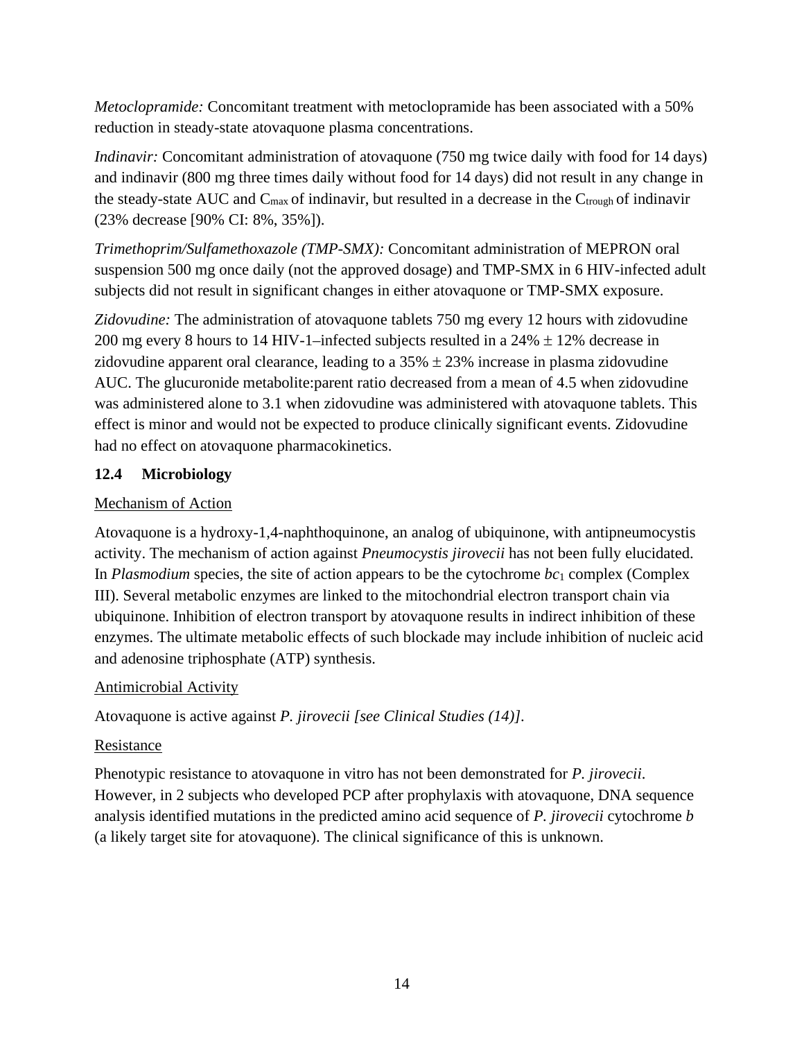*Metoclopramide:* Concomitant treatment with metoclopramide has been associated with a 50% reduction in steady-state atovaquone plasma concentrations.

*Indinavir:* Concomitant administration of atovaquone (750 mg twice daily with food for 14 days) and indinavir (800 mg three times daily without food for 14 days) did not result in any change in the steady-state AUC and $C_{max}$ of indinavir, but resulted in a decrease in the $C_{trough}$ of indinavir (23% decrease [90% CI: 8%, 35%]).

*Trimethoprim/Sulfamethoxazole (TMP-SMX):* Concomitant administration of MEPRON oral suspension 500 mg once daily (not the approved dosage) and TMP-SMX in 6 HIV-infected adult subjects did not result in significant changes in either atovaquone or TMP-SMX exposure.

*Zidovudine:* The administration of atovaquone tablets 750 mg every 12 hours with zidovudine 200 mg every 8 hours to 14 HIV-1–infected subjects resulted in a 24% ± 12% decrease in zidovudine apparent oral clearance, leading to a 35% ± 23% increase in plasma zidovudine AUC. The glucuronide metabolite:parent ratio decreased from a mean of 4.5 when zidovudine was administered alone to 3.1 when zidovudine was administered with atovaquone tablets. This effect is minor and would not be expected to produce clinically significant events. Zidovudine had no effect on atovaquone pharmacokinetics.

### 12.4 Microbiology

Mechanism of Action

Atovaquone is a hydroxy-1,4-naphthoquinone, an analog of ubiquinone, with antipneumocystis activity. The mechanism of action against *Pneumocystis jirovecii* has not been fully elucidated. In *Plasmodium* species, the site of action appears to be the cytochrome $bc_1$ complex (Complex III). Several metabolic enzymes are linked to the mitochondrial electron transport chain via ubiquinone. Inhibition of electron transport by atovaquone results in indirect inhibition of these enzymes. The ultimate metabolic effects of such blockade may include inhibition of nucleic acid and adenosine triphosphate (ATP) synthesis.

Antimicrobial Activity

Atovaquone is active against *P. jirovecii [see Clinical Studies (14)]*.

Resistance

Phenotypic resistance to atovaquone in vitro has not been demonstrated for *P. jirovecii*. However, in 2 subjects who developed PCP after prophylaxis with atovaquone, DNA sequence analysis identified mutations in the predicted amino acid sequence of *P. jirovecii* cytochrome *b* (a likely target site for atovaquone). The clinical significance of this is unknown.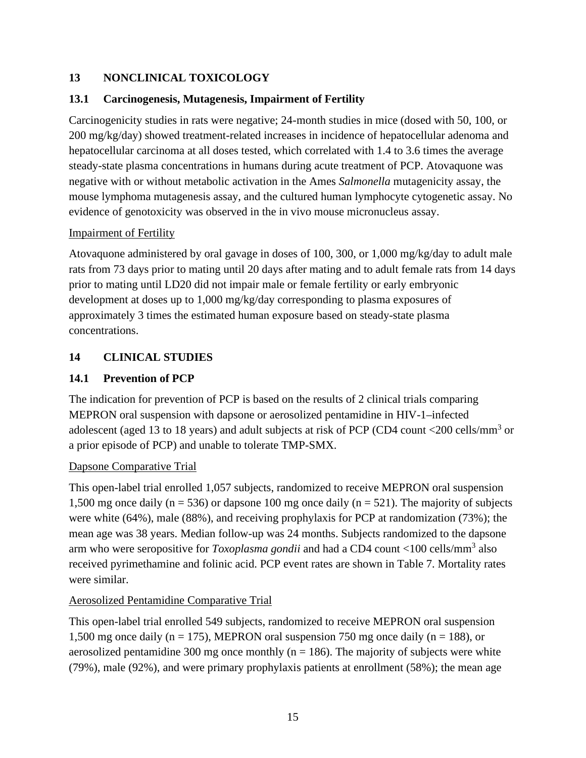## 13 NONCLINICAL TOXICOLOGY

### 13.1 Carcinogenesis, Mutagenesis, Impairment of Fertility

Carcinogenicity studies in rats were negative; 24-month studies in mice (dosed with 50, 100, or 200 mg/kg/day) showed treatment-related increases in incidence of hepatocellular adenoma and hepatocellular carcinoma at all doses tested, which correlated with 1.4 to 3.6 times the average steady-state plasma concentrations in humans during acute treatment of PCP. Atovaquone was negative with or without metabolic activation in the Ames *Salmonella* mutagenicity assay, the mouse lymphoma mutagenesis assay, and the cultured human lymphocyte cytogenetic assay. No evidence of genotoxicity was observed in the in vivo mouse micronucleus assay.

Impairment of Fertility

Atovaquone administered by oral gavage in doses of 100, 300, or 1,000 mg/kg/day to adult male rats from 73 days prior to mating until 20 days after mating and to adult female rats from 14 days prior to mating until LD20 did not impair male or female fertility or early embryonic development at doses up to 1,000 mg/kg/day corresponding to plasma exposures of approximately 3 times the estimated human exposure based on steady-state plasma concentrations.

## 14 CLINICAL STUDIES

### 14.1 Prevention of PCP

The indication for prevention of PCP is based on the results of 2 clinical trials comparing MEPRON oral suspension with dapsone or aerosolized pentamidine in HIV-1–infected adolescent (aged 13 to 18 years) and adult subjects at risk of PCP (CD4 count <200 cells/$mm^3$ or a prior episode of PCP) and unable to tolerate TMP-SMX.

Dapsone Comparative Trial

This open-label trial enrolled 1,057 subjects, randomized to receive MEPRON oral suspension 1,500 mg once daily (n = 536) or dapsone 100 mg once daily (n = 521). The majority of subjects were white (64%), male (88%), and receiving prophylaxis for PCP at randomization (73%); the mean age was 38 years. Median follow-up was 24 months. Subjects randomized to the dapsone arm who were seropositive for *Toxoplasma gondii* and had a CD4 count <100 cells/$mm^3$ also received pyrimethamine and folinic acid. PCP event rates are shown in Table 7. Mortality rates were similar.

Aerosolized Pentamidine Comparative Trial

This open-label trial enrolled 549 subjects, randomized to receive MEPRON oral suspension 1,500 mg once daily (n = 175), MEPRON oral suspension 750 mg once daily (n = 188), or aerosolized pentamidine 300 mg once monthly (n = 186). The majority of subjects were white (79%), male (92%), and were primary prophylaxis patients at enrollment (58%); the mean age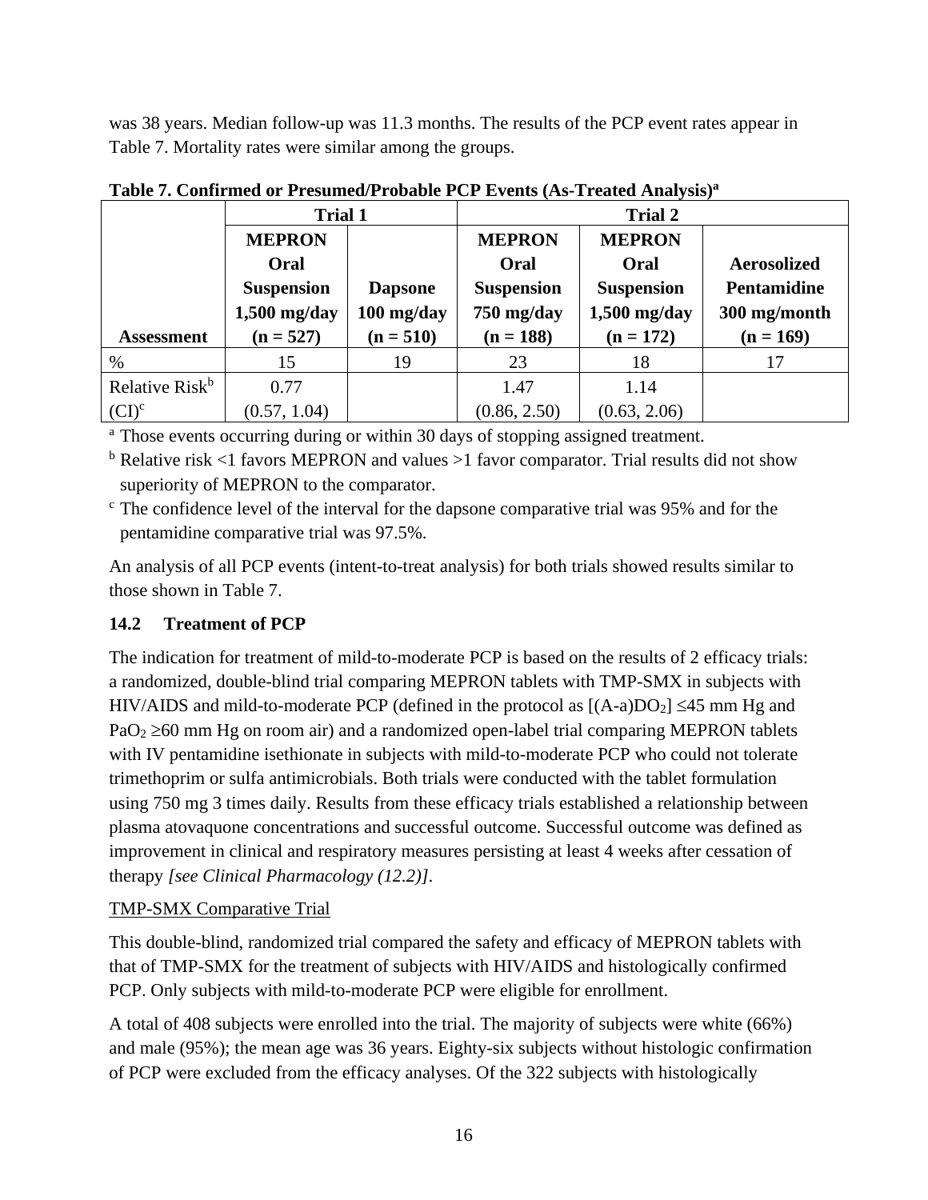was 38 years. Median follow-up was 11.3 months. The results of the PCP event rates appear in Table 7. Mortality rates were similar among the groups.

**Table 7. Confirmed or Presumed/Probable PCP Events (As-Treated Analysis)[a]**

| | Trial 1 | | Trial 2 | | |
|---|---|---|---|---|---|
| **Assessment** | **MEPRON Oral Suspension 1,500 mg/day (n = 527)** | **Dapsone 100 mg/day (n = 510)** | **MEPRON Oral Suspension 750 mg/day (n = 188)** | **MEPRON Oral Suspension 1,500 mg/day (n = 172)** | **Aerosolized Pentamidine 300 mg/month (n = 169)** |
| % | 15 | 19 | 23 | 18 | 17 |
| Relative Risk[b] (CI)[c] | 0.77 (0.57, 1.04) | | 1.47 (0.86, 2.50) | 1.14 (0.63, 2.06) | |

[a] Those events occurring during or within 30 days of stopping assigned treatment.

[b] Relative risk <1 favors MEPRON and values >1 favor comparator. Trial results did not show superiority of MEPRON to the comparator.

[c] The confidence level of the interval for the dapsone comparative trial was 95% and for the pentamidine comparative trial was 97.5%.

An analysis of all PCP events (intent-to-treat analysis) for both trials showed results similar to those shown in Table 7.

### 14.2 Treatment of PCP

The indication for treatment of mild-to-moderate PCP is based on the results of 2 efficacy trials: a randomized, double-blind trial comparing MEPRON tablets with TMP-SMX in subjects with HIV/AIDS and mild-to-moderate PCP (defined in the protocol as [(A-a)$DO_2$] ≤45 mm Hg and $PaO_2$ ≥60 mm Hg on room air) and a randomized open-label trial comparing MEPRON tablets with IV pentamidine isethionate in subjects with mild-to-moderate PCP who could not tolerate trimethoprim or sulfa antimicrobials. Both trials were conducted with the tablet formulation using 750 mg 3 times daily. Results from these efficacy trials established a relationship between plasma atovaquone concentrations and successful outcome. Successful outcome was defined as improvement in clinical and respiratory measures persisting at least 4 weeks after cessation of therapy *[see Clinical Pharmacology (12.2)]*.

<u>TMP-SMX Comparative Trial</u>

This double-blind, randomized trial compared the safety and efficacy of MEPRON tablets with that of TMP-SMX for the treatment of subjects with HIV/AIDS and histologically confirmed PCP. Only subjects with mild-to-moderate PCP were eligible for enrollment.

A total of 408 subjects were enrolled into the trial. The majority of subjects were white (66%) and male (95%); the mean age was 36 years. Eighty-six subjects without histologic confirmation of PCP were excluded from the efficacy analyses. Of the 322 subjects with histologically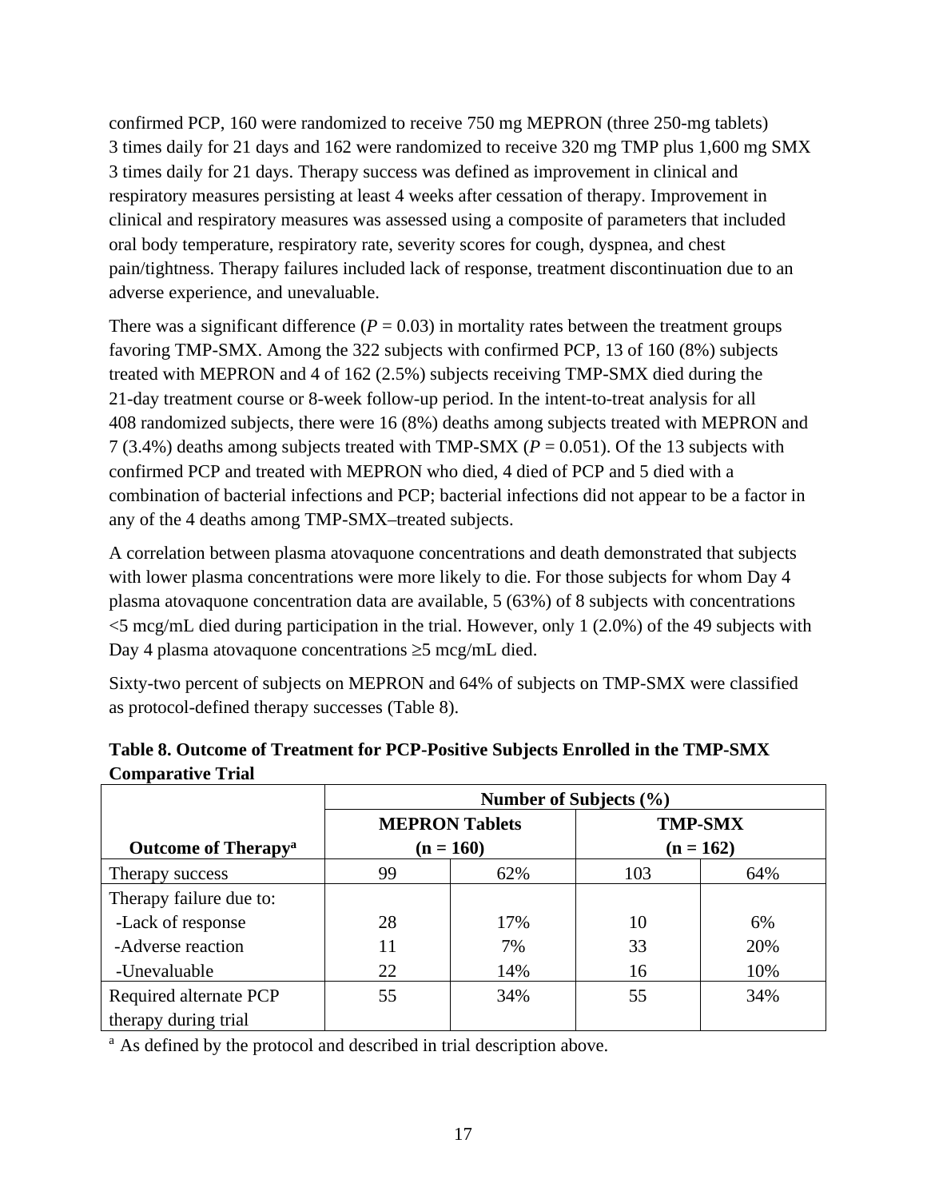confirmed PCP, 160 were randomized to receive 750 mg MEPRON (three 250-mg tablets) 3 times daily for 21 days and 162 were randomized to receive 320 mg TMP plus 1,600 mg SMX 3 times daily for 21 days. Therapy success was defined as improvement in clinical and respiratory measures persisting at least 4 weeks after cessation of therapy. Improvement in clinical and respiratory measures was assessed using a composite of parameters that included oral body temperature, respiratory rate, severity scores for cough, dyspnea, and chest pain/tightness. Therapy failures included lack of response, treatment discontinuation due to an adverse experience, and unevaluable.

There was a significant difference ($P = 0.03$) in mortality rates between the treatment groups favoring TMP-SMX. Among the 322 subjects with confirmed PCP, 13 of 160 (8%) subjects treated with MEPRON and 4 of 162 (2.5%) subjects receiving TMP-SMX died during the 21-day treatment course or 8-week follow-up period. In the intent-to-treat analysis for all 408 randomized subjects, there were 16 (8%) deaths among subjects treated with MEPRON and 7 (3.4%) deaths among subjects treated with TMP-SMX ($P = 0.051$). Of the 13 subjects with confirmed PCP and treated with MEPRON who died, 4 died of PCP and 5 died with a combination of bacterial infections and PCP; bacterial infections did not appear to be a factor in any of the 4 deaths among TMP-SMX–treated subjects.

A correlation between plasma atovaquone concentrations and death demonstrated that subjects with lower plasma concentrations were more likely to die. For those subjects for whom Day 4 plasma atovaquone concentration data are available, 5 (63%) of 8 subjects with concentrations <5 mcg/mL died during participation in the trial. However, only 1 (2.0%) of the 49 subjects with Day 4 plasma atovaquone concentrations ≥5 mcg/mL died.

Sixty-two percent of subjects on MEPRON and 64% of subjects on TMP-SMX were classified as protocol-defined therapy successes (Table 8).

**Table 8. Outcome of Treatment for PCP-Positive Subjects Enrolled in the TMP-SMX Comparative Trial**

| | Number of Subjects (%) | | | |
|---|---|---|---|---|
| | MEPRON Tablets (n = 160) | | TMP-SMX (n = 162) | |
| **Outcome of Therapy**[a] | | | | |
| Therapy success | 99 | 62% | 103 | 64% |
| Therapy failure due to: | | | | |
| -Lack of response | 28 | 17% | 10 | 6% |
| -Adverse reaction | 11 | 7% | 33 | 20% |
| -Unevaluable | 22 | 14% | 16 | 10% |
| Required alternate PCP therapy during trial | 55 | 34% | 55 | 34% |

[a] As defined by the protocol and described in trial description above.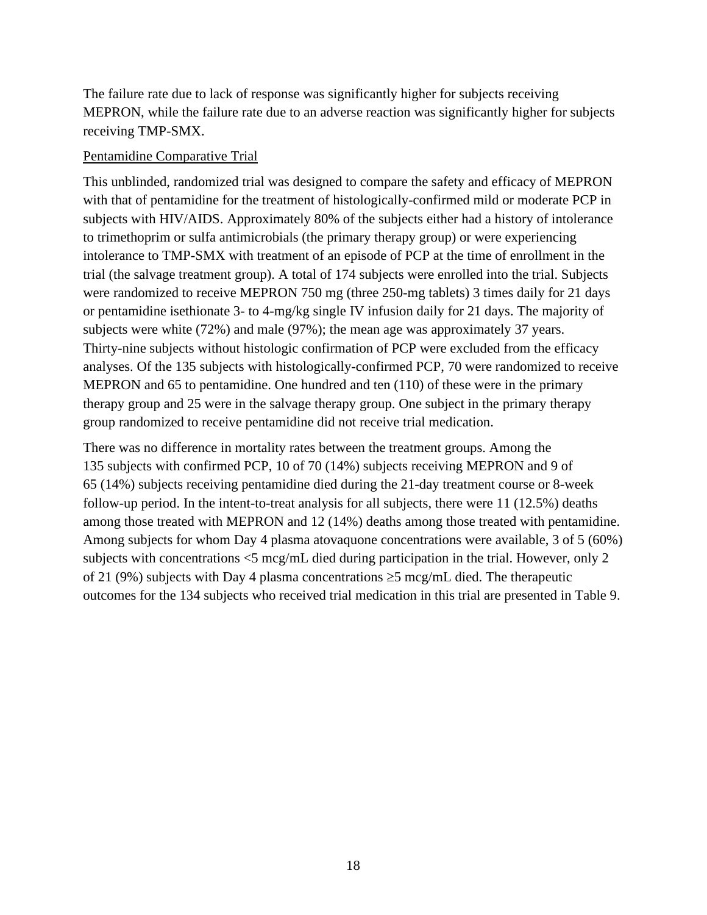The failure rate due to lack of response was significantly higher for subjects receiving MEPRON, while the failure rate due to an adverse reaction was significantly higher for subjects receiving TMP-SMX.

Pentamidine Comparative Trial

This unblinded, randomized trial was designed to compare the safety and efficacy of MEPRON with that of pentamidine for the treatment of histologically-confirmed mild or moderate PCP in subjects with HIV/AIDS. Approximately 80% of the subjects either had a history of intolerance to trimethoprim or sulfa antimicrobials (the primary therapy group) or were experiencing intolerance to TMP-SMX with treatment of an episode of PCP at the time of enrollment in the trial (the salvage treatment group). A total of 174 subjects were enrolled into the trial. Subjects were randomized to receive MEPRON 750 mg (three 250-mg tablets) 3 times daily for 21 days or pentamidine isethionate 3- to 4-mg/kg single IV infusion daily for 21 days. The majority of subjects were white (72%) and male (97%); the mean age was approximately 37 years. Thirty-nine subjects without histologic confirmation of PCP were excluded from the efficacy analyses. Of the 135 subjects with histologically-confirmed PCP, 70 were randomized to receive MEPRON and 65 to pentamidine. One hundred and ten (110) of these were in the primary therapy group and 25 were in the salvage therapy group. One subject in the primary therapy group randomized to receive pentamidine did not receive trial medication.

There was no difference in mortality rates between the treatment groups. Among the 135 subjects with confirmed PCP, 10 of 70 (14%) subjects receiving MEPRON and 9 of 65 (14%) subjects receiving pentamidine died during the 21-day treatment course or 8-week follow-up period. In the intent-to-treat analysis for all subjects, there were 11 (12.5%) deaths among those treated with MEPRON and 12 (14%) deaths among those treated with pentamidine. Among subjects for whom Day 4 plasma atovaquone concentrations were available, 3 of 5 (60%) subjects with concentrations <5 mcg/mL died during participation in the trial. However, only 2 of 21 (9%) subjects with Day 4 plasma concentrations ≥5 mcg/mL died. The therapeutic outcomes for the 134 subjects who received trial medication in this trial are presented in Table 9.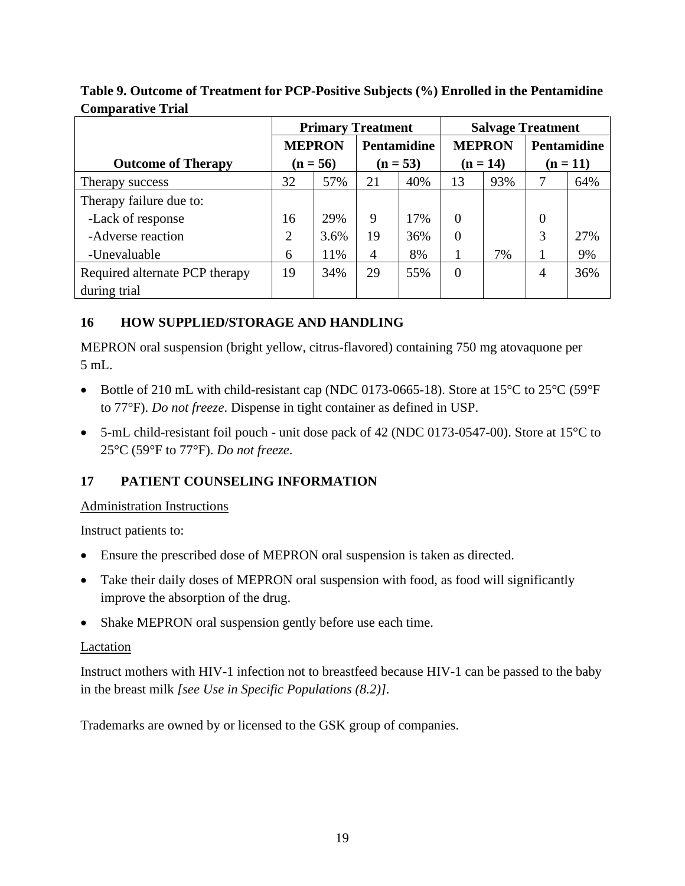**Table 9. Outcome of Treatment for PCP-Positive Subjects (%) Enrolled in the Pentamidine Comparative Trial**

| Outcome of Therapy | Primary Treatment | | | | Salvage Treatment | | | |
|---|---|---|---|---|---|---|---|---|
| | MEPRON (n = 56) | | Pentamidine (n = 53) | | MEPRON (n = 14) | | Pentamidine (n = 11) | |
| Therapy success | 32 | 57% | 21 | 40% | 13 | 93% | 7 | 64% |
| Therapy failure due to: | | | | | | | | |
| -Lack of response | 16 | 29% | 9 | 17% | 0 | | 0 | |
| -Adverse reaction | 2 | 3.6% | 19 | 36% | 0 | | 3 | 27% |
| -Unevaluable | 6 | 11% | 4 | 8% | 1 | 7% | 1 | 9% |
| Required alternate PCP therapy during trial | 19 | 34% | 29 | 55% | 0 | | 4 | 36% |

## 16 HOW SUPPLIED/STORAGE AND HANDLING

MEPRON oral suspension (bright yellow, citrus-flavored) containing 750 mg atovaquone per 5 mL.

- Bottle of 210 mL with child-resistant cap (NDC 0173-0665-18). Store at 15°C to 25°C (59°F to 77°F). *Do not freeze*. Dispense in tight container as defined in USP.
- 5-mL child-resistant foil pouch - unit dose pack of 42 (NDC 0173-0547-00). Store at 15°C to 25°C (59°F to 77°F). *Do not freeze*.

## 17 PATIENT COUNSELING INFORMATION

Administration Instructions

Instruct patients to:

- Ensure the prescribed dose of MEPRON oral suspension is taken as directed.
- Take their daily doses of MEPRON oral suspension with food, as food will significantly improve the absorption of the drug.
- Shake MEPRON oral suspension gently before use each time.

Lactation

Instruct mothers with HIV-1 infection not to breastfeed because HIV-1 can be passed to the baby in the breast milk *[see Use in Specific Populations (8.2)]*.

Trademarks are owned by or licensed to the GSK group of companies.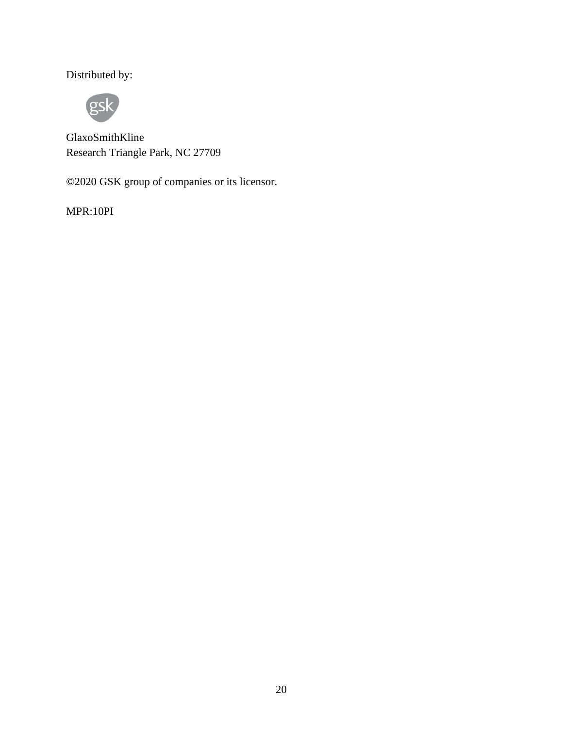Distributed by:

GlaxoSmithKline
Research Triangle Park, NC 27709

©2020 GSK group of companies or its licensor.

MPR:10PI